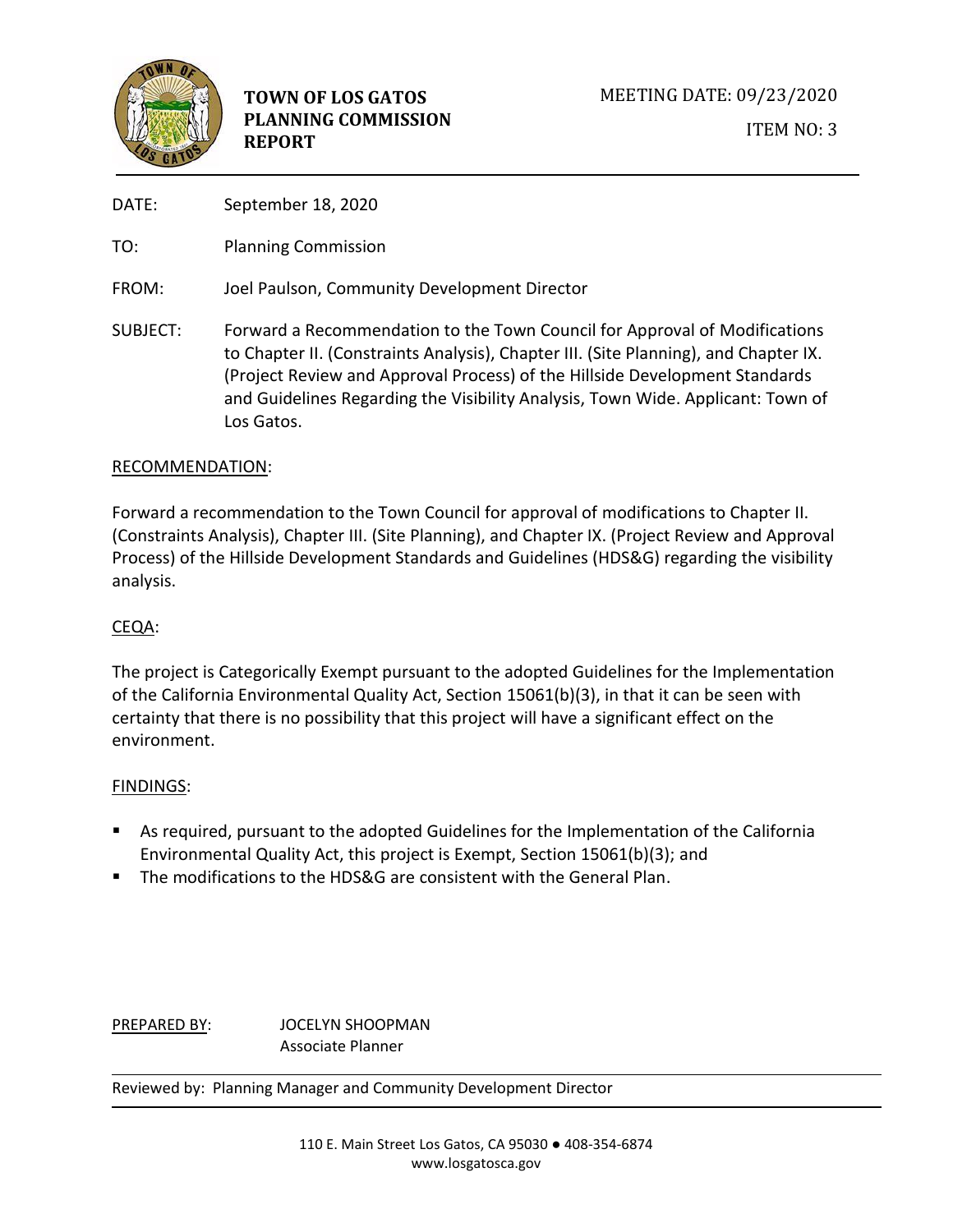**TOWN OF LOS GATOS PLANNING COMMISSION REPORT**

MEETING DATE: 09/23/2020

ITEM NO: 3

DATE: September 18, 2020

TO: Planning Commission

FROM: Joel Paulson, Community Development Director

SUBJECT: Forward a Recommendation to the Town Council for Approval of Modifications to Chapter II. (Constraints Analysis), Chapter III. (Site Planning), and Chapter IX. (Project Review and Approval Process) of the Hillside Development Standards and Guidelines Regarding the Visibility Analysis, Town Wide. Applicant: Town of Los Gatos.

## RECOMMENDATION:

Forward a recommendation to the Town Council for approval of modifications to Chapter II. (Constraints Analysis), Chapter III. (Site Planning), and Chapter IX. (Project Review and Approval Process) of the Hillside Development Standards and Guidelines (HDS&G) regarding the visibility analysis.

## CEQA:

The project is Categorically Exempt pursuant to the adopted Guidelines for the Implementation of the California Environmental Quality Act, Section 15061(b)(3), in that it can be seen with certainty that there is no possibility that this project will have a significant effect on the environment.

## FINDINGS:

- As required, pursuant to the adopted Guidelines for the Implementation of the California Environmental Quality Act, this project is Exempt, Section 15061(b)(3); and
- The modifications to the HDS&G are consistent with the General Plan.

PREPARED BY: JOCELYN SHOOPMAN
Associate Planner

Reviewed by: Planning Manager and Community Development Director

110 E. Main Street Los Gatos, CA 95030 ● 408-354-6874
www.losgatosca.gov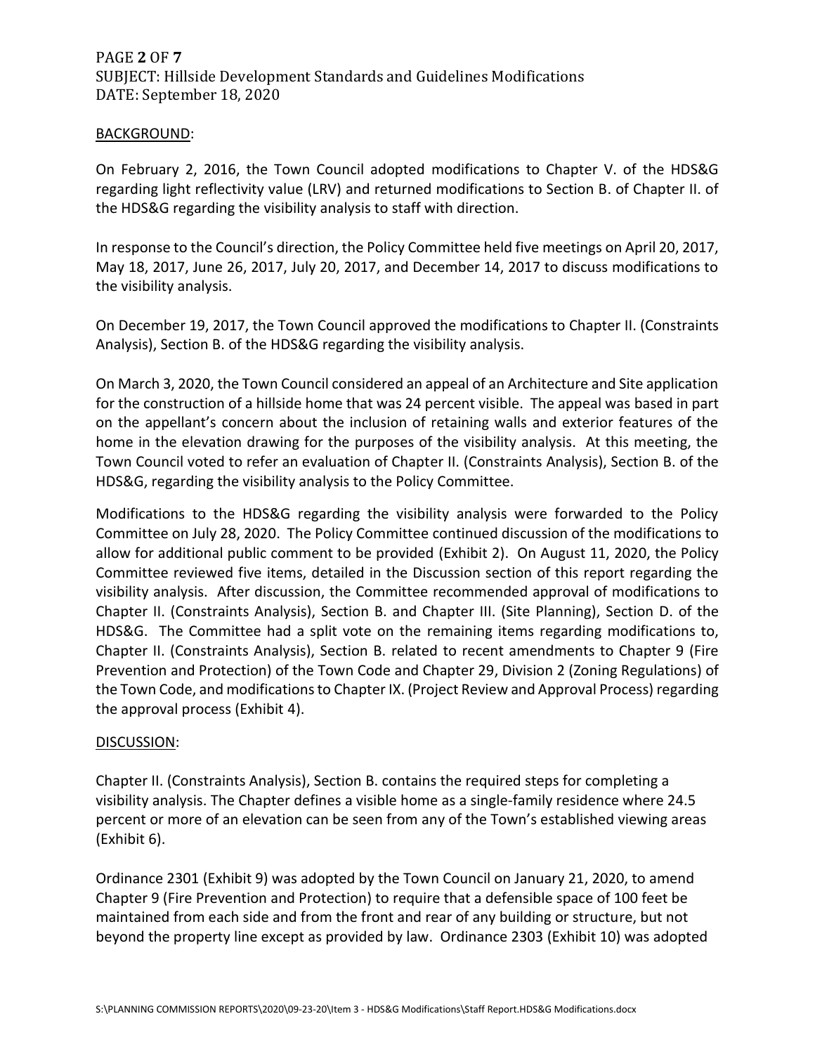BACKGROUND:

On February 2, 2016, the Town Council adopted modifications to Chapter V. of the HDS&G regarding light reflectivity value (LRV) and returned modifications to Section B. of Chapter II. of the HDS&G regarding the visibility analysis to staff with direction.

In response to the Council's direction, the Policy Committee held five meetings on April 20, 2017, May 18, 2017, June 26, 2017, July 20, 2017, and December 14, 2017 to discuss modifications to the visibility analysis.

On December 19, 2017, the Town Council approved the modifications to Chapter II. (Constraints Analysis), Section B. of the HDS&G regarding the visibility analysis.

On March 3, 2020, the Town Council considered an appeal of an Architecture and Site application for the construction of a hillside home that was 24 percent visible. The appeal was based in part on the appellant's concern about the inclusion of retaining walls and exterior features of the home in the elevation drawing for the purposes of the visibility analysis. At this meeting, the Town Council voted to refer an evaluation of Chapter II. (Constraints Analysis), Section B. of the HDS&G, regarding the visibility analysis to the Policy Committee.

Modifications to the HDS&G regarding the visibility analysis were forwarded to the Policy Committee on July 28, 2020. The Policy Committee continued discussion of the modifications to allow for additional public comment to be provided (Exhibit 2). On August 11, 2020, the Policy Committee reviewed five items, detailed in the Discussion section of this report regarding the visibility analysis. After discussion, the Committee recommended approval of modifications to Chapter II. (Constraints Analysis), Section B. and Chapter III. (Site Planning), Section D. of the HDS&G. The Committee had a split vote on the remaining items regarding modifications to, Chapter II. (Constraints Analysis), Section B. related to recent amendments to Chapter 9 (Fire Prevention and Protection) of the Town Code and Chapter 29, Division 2 (Zoning Regulations) of the Town Code, and modifications to Chapter IX. (Project Review and Approval Process) regarding the approval process (Exhibit 4).

DISCUSSION:

Chapter II. (Constraints Analysis), Section B. contains the required steps for completing a visibility analysis. The Chapter defines a visible home as a single-family residence where 24.5 percent or more of an elevation can be seen from any of the Town's established viewing areas (Exhibit 6).

Ordinance 2301 (Exhibit 9) was adopted by the Town Council on January 21, 2020, to amend Chapter 9 (Fire Prevention and Protection) to require that a defensible space of 100 feet be maintained from each side and from the front and rear of any building or structure, but not beyond the property line except as provided by law. Ordinance 2303 (Exhibit 10) was adopted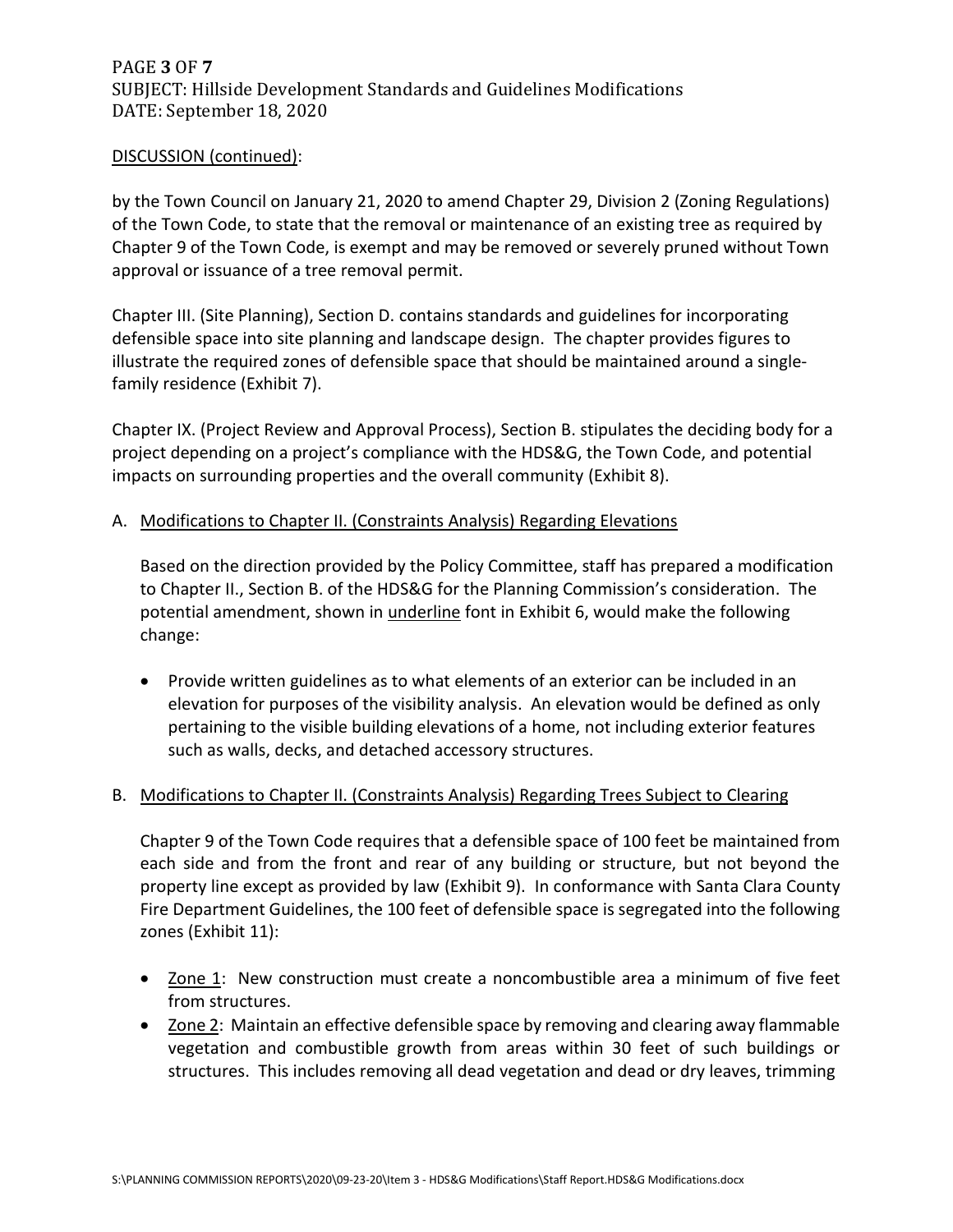DISCUSSION (continued):

by the Town Council on January 21, 2020 to amend Chapter 29, Division 2 (Zoning Regulations) of the Town Code, to state that the removal or maintenance of an existing tree as required by Chapter 9 of the Town Code, is exempt and may be removed or severely pruned without Town approval or issuance of a tree removal permit.

Chapter III. (Site Planning), Section D. contains standards and guidelines for incorporating defensible space into site planning and landscape design. The chapter provides figures to illustrate the required zones of defensible space that should be maintained around a single-family residence (Exhibit 7).

Chapter IX. (Project Review and Approval Process), Section B. stipulates the deciding body for a project depending on a project's compliance with the HDS&G, the Town Code, and potential impacts on surrounding properties and the overall community (Exhibit 8).

A. Modifications to Chapter II. (Constraints Analysis) Regarding Elevations

   Based on the direction provided by the Policy Committee, staff has prepared a modification to Chapter II., Section B. of the HDS&G for the Planning Commission's consideration. The potential amendment, shown in underline font in Exhibit 6, would make the following change:

   - Provide written guidelines as to what elements of an exterior can be included in an elevation for purposes of the visibility analysis. An elevation would be defined as only pertaining to the visible building elevations of a home, not including exterior features such as walls, decks, and detached accessory structures.

B. Modifications to Chapter II. (Constraints Analysis) Regarding Trees Subject to Clearing

   Chapter 9 of the Town Code requires that a defensible space of 100 feet be maintained from each side and from the front and rear of any building or structure, but not beyond the property line except as provided by law (Exhibit 9). In conformance with Santa Clara County Fire Department Guidelines, the 100 feet of defensible space is segregated into the following zones (Exhibit 11):

   - Zone 1: New construction must create a noncombustible area a minimum of five feet from structures.
   - Zone 2: Maintain an effective defensible space by removing and clearing away flammable vegetation and combustible growth from areas within 30 feet of such buildings or structures. This includes removing all dead vegetation and dead or dry leaves, trimming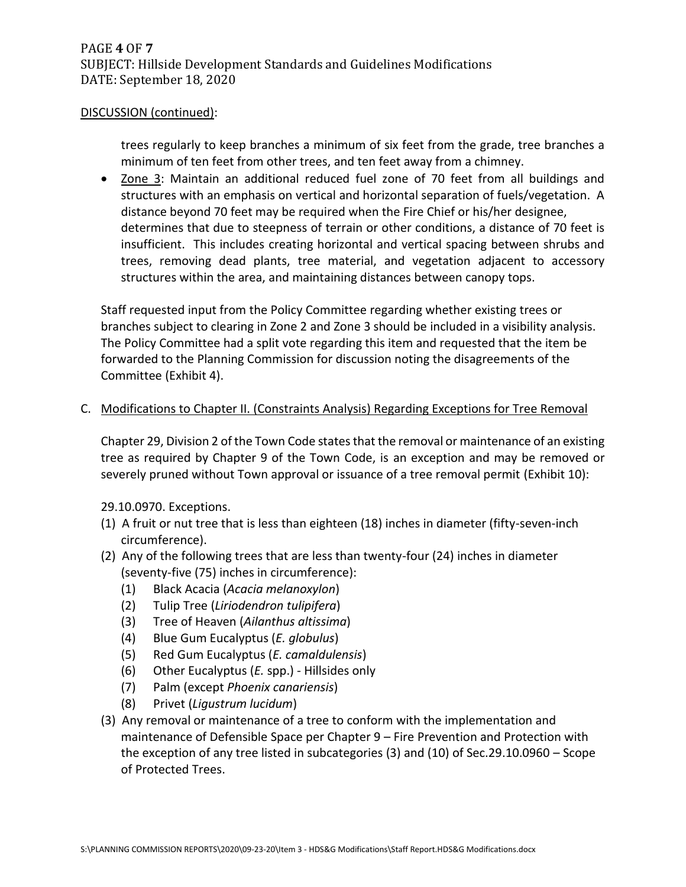DISCUSSION (continued):

trees regularly to keep branches a minimum of six feet from the grade, tree branches a minimum of ten feet from other trees, and ten feet away from a chimney.

- Zone 3: Maintain an additional reduced fuel zone of 70 feet from all buildings and structures with an emphasis on vertical and horizontal separation of fuels/vegetation. A distance beyond 70 feet may be required when the Fire Chief or his/her designee, determines that due to steepness of terrain or other conditions, a distance of 70 feet is insufficient. This includes creating horizontal and vertical spacing between shrubs and trees, removing dead plants, tree material, and vegetation adjacent to accessory structures within the area, and maintaining distances between canopy tops.

Staff requested input from the Policy Committee regarding whether existing trees or branches subject to clearing in Zone 2 and Zone 3 should be included in a visibility analysis. The Policy Committee had a split vote regarding this item and requested that the item be forwarded to the Planning Commission for discussion noting the disagreements of the Committee (Exhibit 4).

C. Modifications to Chapter II. (Constraints Analysis) Regarding Exceptions for Tree Removal

Chapter 29, Division 2 of the Town Code states that the removal or maintenance of an existing tree as required by Chapter 9 of the Town Code, is an exception and may be removed or severely pruned without Town approval or issuance of a tree removal permit (Exhibit 10):

29.10.0970. Exceptions.

(1) A fruit or nut tree that is less than eighteen (18) inches in diameter (fifty-seven-inch circumference).

(2) Any of the following trees that are less than twenty-four (24) inches in diameter (seventy-five (75) inches in circumference):
   (1) Black Acacia (*Acacia melanoxylon*)
   (2) Tulip Tree (*Liriodendron tulipifera*)
   (3) Tree of Heaven (*Ailanthus altissima*)
   (4) Blue Gum Eucalyptus (*E. globulus*)
   (5) Red Gum Eucalyptus (*E. camaldulensis*)
   (6) Other Eucalyptus (*E.* spp.) - Hillsides only
   (7) Palm (except *Phoenix canariensis*)
   (8) Privet (*Ligustrum lucidum*)

(3) Any removal or maintenance of a tree to conform with the implementation and maintenance of Defensible Space per Chapter 9 – Fire Prevention and Protection with the exception of any tree listed in subcategories (3) and (10) of Sec.29.10.0960 – Scope of Protected Trees.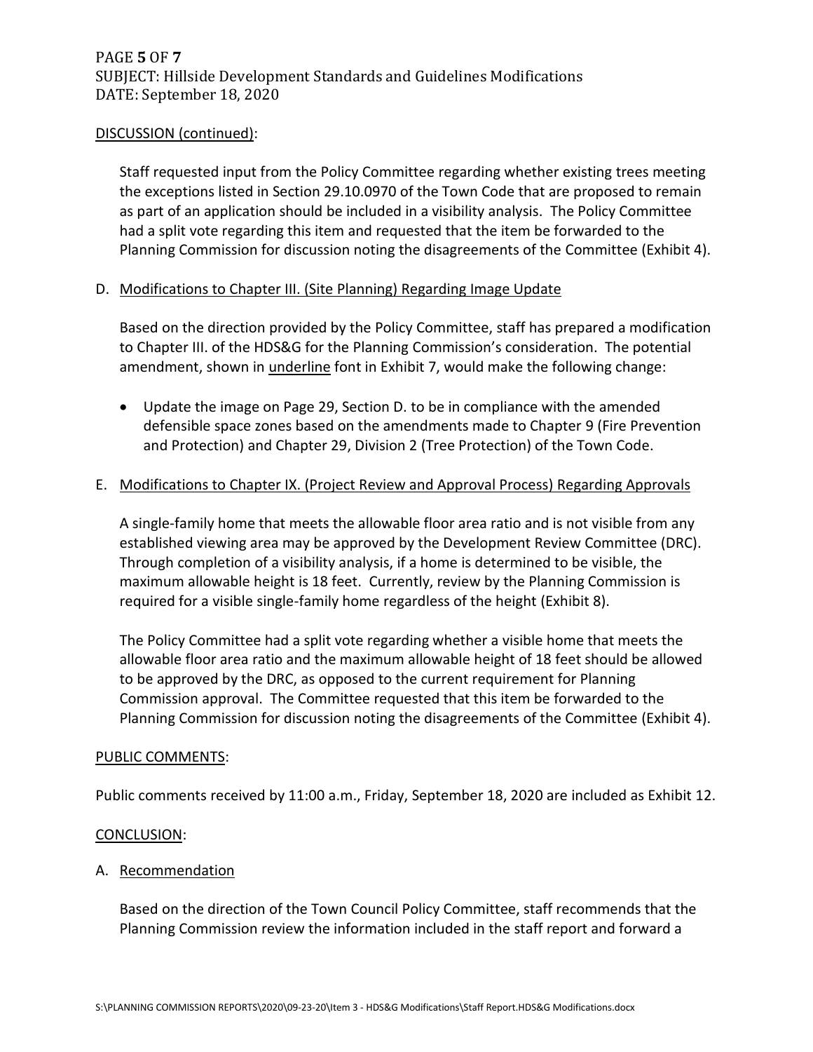DISCUSSION (continued):

Staff requested input from the Policy Committee regarding whether existing trees meeting the exceptions listed in Section 29.10.0970 of the Town Code that are proposed to remain as part of an application should be included in a visibility analysis. The Policy Committee had a split vote regarding this item and requested that the item be forwarded to the Planning Commission for discussion noting the disagreements of the Committee (Exhibit 4).

D. Modifications to Chapter III. (Site Planning) Regarding Image Update

Based on the direction provided by the Policy Committee, staff has prepared a modification to Chapter III. of the HDS&G for the Planning Commission's consideration. The potential amendment, shown in underline font in Exhibit 7, would make the following change:

- Update the image on Page 29, Section D. to be in compliance with the amended defensible space zones based on the amendments made to Chapter 9 (Fire Prevention and Protection) and Chapter 29, Division 2 (Tree Protection) of the Town Code.

E. Modifications to Chapter IX. (Project Review and Approval Process) Regarding Approvals

A single-family home that meets the allowable floor area ratio and is not visible from any established viewing area may be approved by the Development Review Committee (DRC). Through completion of a visibility analysis, if a home is determined to be visible, the maximum allowable height is 18 feet. Currently, review by the Planning Commission is required for a visible single-family home regardless of the height (Exhibit 8).

The Policy Committee had a split vote regarding whether a visible home that meets the allowable floor area ratio and the maximum allowable height of 18 feet should be allowed to be approved by the DRC, as opposed to the current requirement for Planning Commission approval. The Committee requested that this item be forwarded to the Planning Commission for discussion noting the disagreements of the Committee (Exhibit 4).

PUBLIC COMMENTS:

Public comments received by 11:00 a.m., Friday, September 18, 2020 are included as Exhibit 12.

CONCLUSION:

A. Recommendation

Based on the direction of the Town Council Policy Committee, staff recommends that the Planning Commission review the information included in the staff report and forward a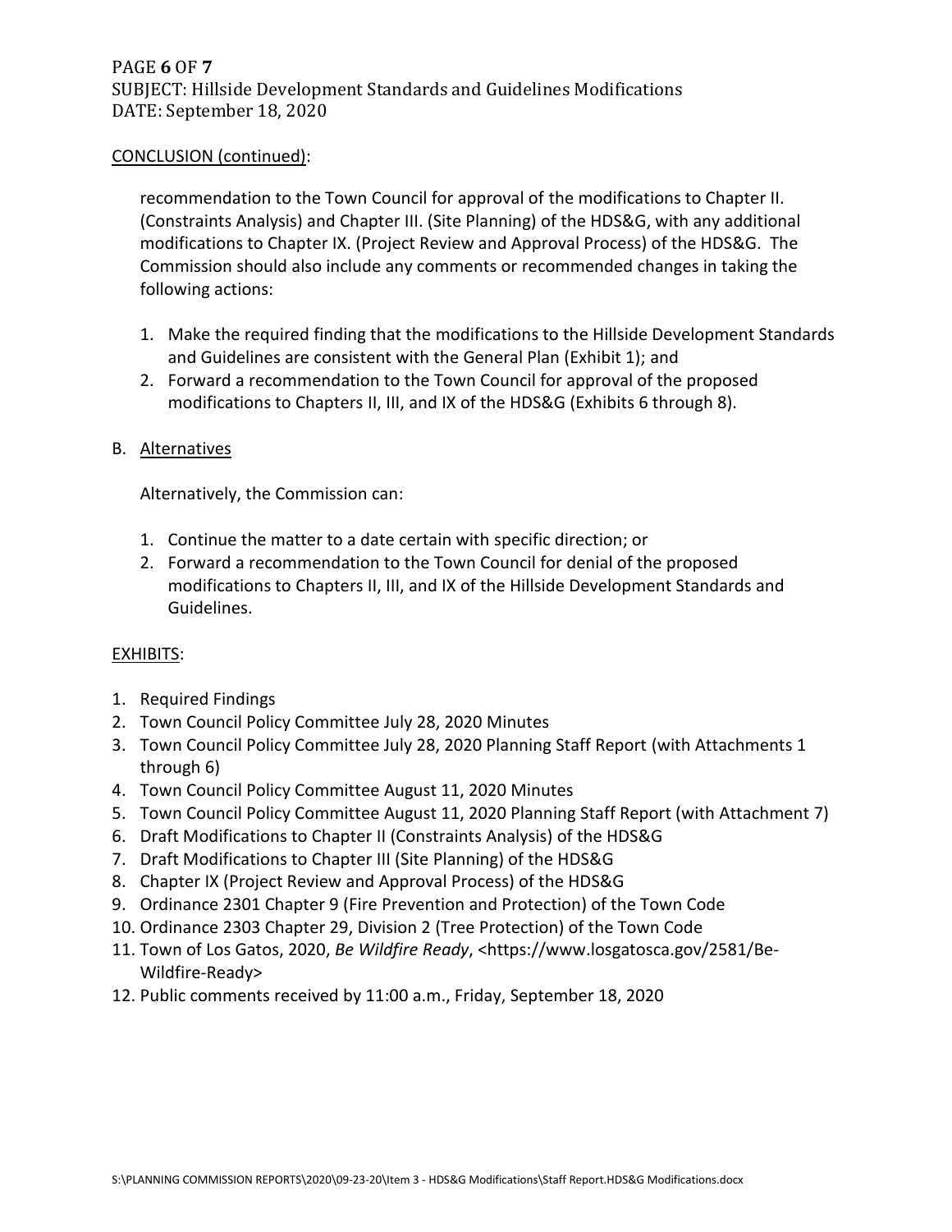CONCLUSION (continued):

recommendation to the Town Council for approval of the modifications to Chapter II. (Constraints Analysis) and Chapter III. (Site Planning) of the HDS&G, with any additional modifications to Chapter IX. (Project Review and Approval Process) of the HDS&G. The Commission should also include any comments or recommended changes in taking the following actions:

1. Make the required finding that the modifications to the Hillside Development Standards and Guidelines are consistent with the General Plan (Exhibit 1); and
2. Forward a recommendation to the Town Council for approval of the proposed modifications to Chapters II, III, and IX of the HDS&G (Exhibits 6 through 8).

B. Alternatives

Alternatively, the Commission can:

1. Continue the matter to a date certain with specific direction; or
2. Forward a recommendation to the Town Council for denial of the proposed modifications to Chapters II, III, and IX of the Hillside Development Standards and Guidelines.

EXHIBITS:

1. Required Findings
2. Town Council Policy Committee July 28, 2020 Minutes
3. Town Council Policy Committee July 28, 2020 Planning Staff Report (with Attachments 1 through 6)
4. Town Council Policy Committee August 11, 2020 Minutes
5. Town Council Policy Committee August 11, 2020 Planning Staff Report (with Attachment 7)
6. Draft Modifications to Chapter II (Constraints Analysis) of the HDS&G
7. Draft Modifications to Chapter III (Site Planning) of the HDS&G
8. Chapter IX (Project Review and Approval Process) of the HDS&G
9. Ordinance 2301 Chapter 9 (Fire Prevention and Protection) of the Town Code
10. Ordinance 2303 Chapter 29, Division 2 (Tree Protection) of the Town Code
11. Town of Los Gatos, 2020, *Be Wildfire Ready*, <https://www.losgatosca.gov/2581/Be-Wildfire-Ready>
12. Public comments received by 11:00 a.m., Friday, September 18, 2020